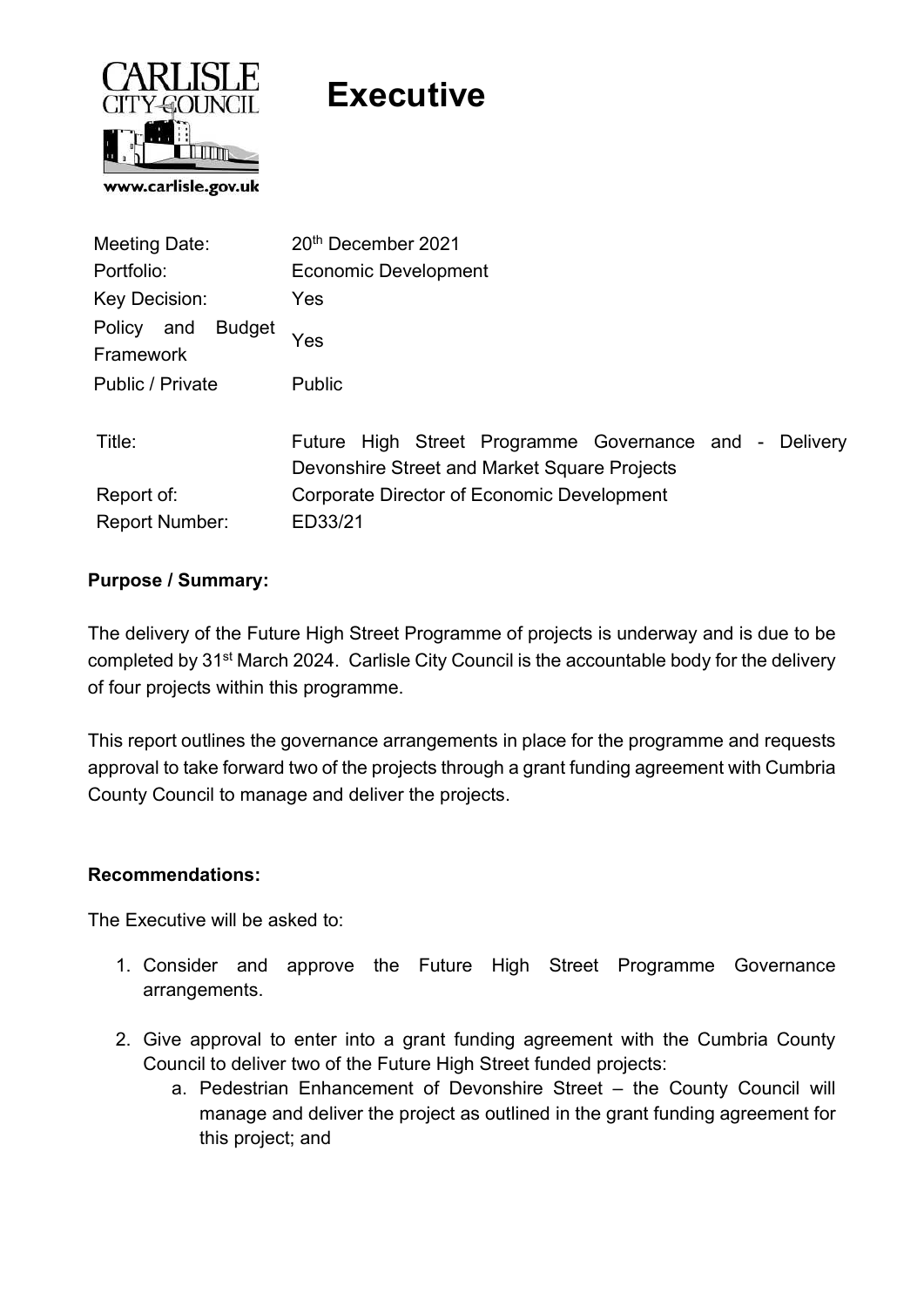CARLISLE CITY COUNCIL

www.carlisle.gov.uk

# Executive

| | |
|---|---|
| Meeting Date: | 20th December 2021 |
| Portfolio: | Economic Development |
| Key Decision: | Yes |
| Policy and Budget Framework | Yes |
| Public / Private | Public |
| Title: | Future High Street Programme Governance and - Delivery Devonshire Street and Market Square Projects |
| Report of: | Corporate Director of Economic Development |
| Report Number: | ED33/21 |

**Purpose / Summary:**

The delivery of the Future High Street Programme of projects is underway and is due to be completed by 31st March 2024. Carlisle City Council is the accountable body for the delivery of four projects within this programme.

This report outlines the governance arrangements in place for the programme and requests approval to take forward two of the projects through a grant funding agreement with Cumbria County Council to manage and deliver the projects.

**Recommendations:**

The Executive will be asked to:

1. Consider and approve the Future High Street Programme Governance arrangements.

2. Give approval to enter into a grant funding agreement with the Cumbria County Council to deliver two of the Future High Street funded projects:
    a. Pedestrian Enhancement of Devonshire Street – the County Council will manage and deliver the project as outlined in the grant funding agreement for this project; and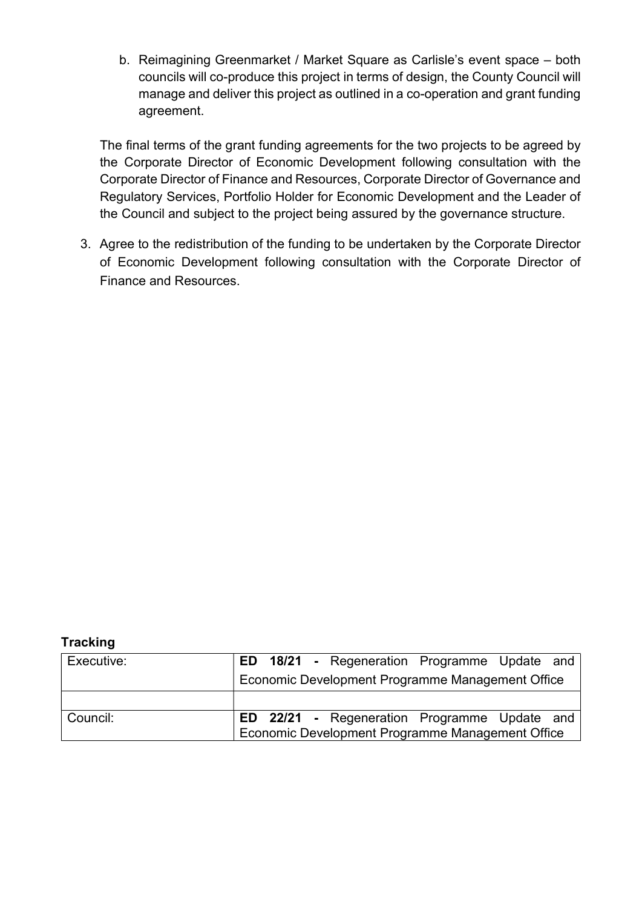b. Reimagining Greenmarket / Market Square as Carlisle's event space – both councils will co-produce this project in terms of design, the County Council will manage and deliver this project as outlined in a co-operation and grant funding agreement.

   The final terms of the grant funding agreements for the two projects to be agreed by the Corporate Director of Economic Development following consultation with the Corporate Director of Finance and Resources, Corporate Director of Governance and Regulatory Services, Portfolio Holder for Economic Development and the Leader of the Council and subject to the project being assured by the governance structure.

3. Agree to the redistribution of the funding to be undertaken by the Corporate Director of Economic Development following consultation with the Corporate Director of Finance and Resources.

**Tracking**

| | |
|---|---|
| Executive: | **ED 18/21 -** Regeneration Programme Update and Economic Development Programme Management Office |
| | |
| Council: | **ED 22/21 -** Regeneration Programme Update and Economic Development Programme Management Office |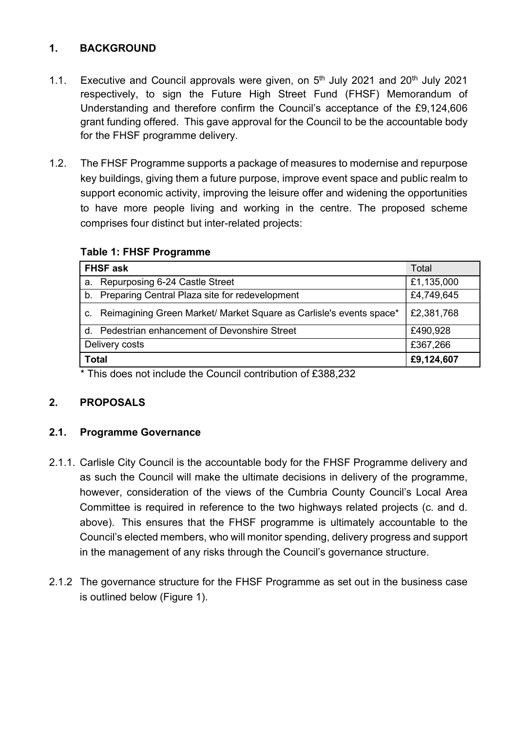## 1. BACKGROUND

1.1. Executive and Council approvals were given, on 5th July 2021 and 20th July 2021 respectively, to sign the Future High Street Fund (FHSF) Memorandum of Understanding and therefore confirm the Council's acceptance of the £9,124,606 grant funding offered. This gave approval for the Council to be the accountable body for the FHSF programme delivery.

1.2. The FHSF Programme supports a package of measures to modernise and repurpose key buildings, giving them a future purpose, improve event space and public realm to support economic activity, improving the leisure offer and widening the opportunities to have more people living and working in the centre. The proposed scheme comprises four distinct but inter-related projects:

**Table 1: FHSF Programme**

| **FHSF ask** | Total |
|---|---|
| a. Repurposing 6-24 Castle Street | £1,135,000 |
| b. Preparing Central Plaza site for redevelopment | £4,749,645 |
| c. Reimagining Green Market/ Market Square as Carlisle's events space* | £2,381,768 |
| d. Pedestrian enhancement of Devonshire Street | £490,928 |
| Delivery costs | £367,266 |
| **Total** | **£9,124,607** |

* This does not include the Council contribution of £388,232

## 2. PROPOSALS

### 2.1. Programme Governance

2.1.1. Carlisle City Council is the accountable body for the FHSF Programme delivery and as such the Council will make the ultimate decisions in delivery of the programme, however, consideration of the views of the Cumbria County Council's Local Area Committee is required in reference to the two highways related projects (c. and d. above). This ensures that the FHSF programme is ultimately accountable to the Council's elected members, who will monitor spending, delivery progress and support in the management of any risks through the Council's governance structure.

2.1.2 The governance structure for the FHSF Programme as set out in the business case is outlined below (Figure 1).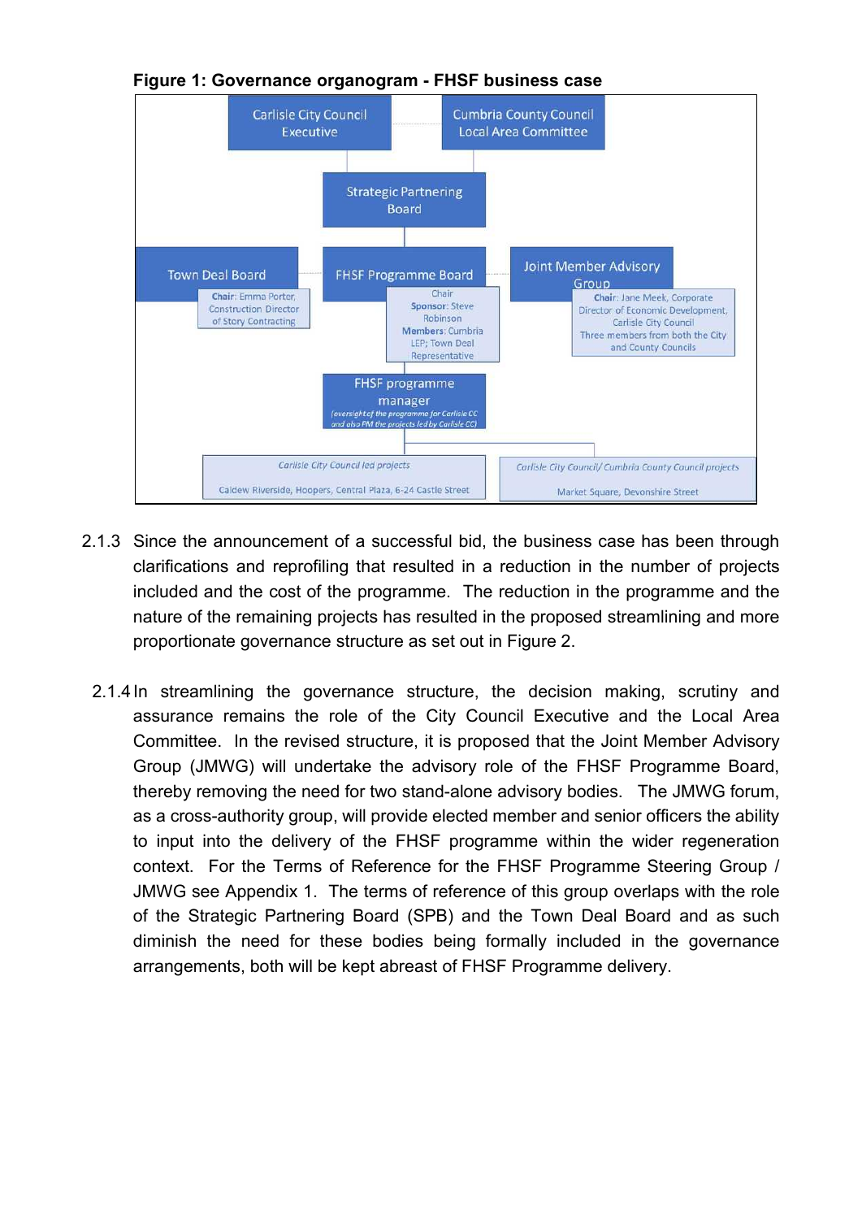**Figure 1: Governance organogram - FHSF business case**

Carlisle City Council Executive

Cumbria County Council Local Area Committee

Strategic Partnering Board

Town Deal Board

**Chair**: Emma Porter, Construction Director of Story Contracting

FHSF Programme Board

Chair
**Sponsor**: Steve Robinson
**Members**: Cumbria LEP; Town Deal Representative

Joint Member Advisory Group

**Chair**: Jane Meek, Corporate Director of Economic Development, Carlisle City Council
Three members from both the City and County Councils

FHSF programme manager

*(oversight of the programme for Carlisle CC and also PM the projects led by Carlisle CC)*

*Carlisle City Council led projects*

Caldew Riverside, Hoopers, Central Plaza, 6-24 Castle Street

*Carlisle City Council/ Cumbria County Council projects*

Market Square, Devonshire Street

2.1.3 Since the announcement of a successful bid, the business case has been through clarifications and reprofiling that resulted in a reduction in the number of projects included and the cost of the programme. The reduction in the programme and the nature of the remaining projects has resulted in the proposed streamlining and more proportionate governance structure as set out in Figure 2.

2.1.4 In streamlining the governance structure, the decision making, scrutiny and assurance remains the role of the City Council Executive and the Local Area Committee. In the revised structure, it is proposed that the Joint Member Advisory Group (JMWG) will undertake the advisory role of the FHSF Programme Board, thereby removing the need for two stand-alone advisory bodies. The JMWG forum, as a cross-authority group, will provide elected member and senior officers the ability to input into the delivery of the FHSF programme within the wider regeneration context. For the Terms of Reference for the FHSF Programme Steering Group / JMWG see Appendix 1. The terms of reference of this group overlaps with the role of the Strategic Partnering Board (SPB) and the Town Deal Board and as such diminish the need for these bodies being formally included in the governance arrangements, both will be kept abreast of FHSF Programme delivery.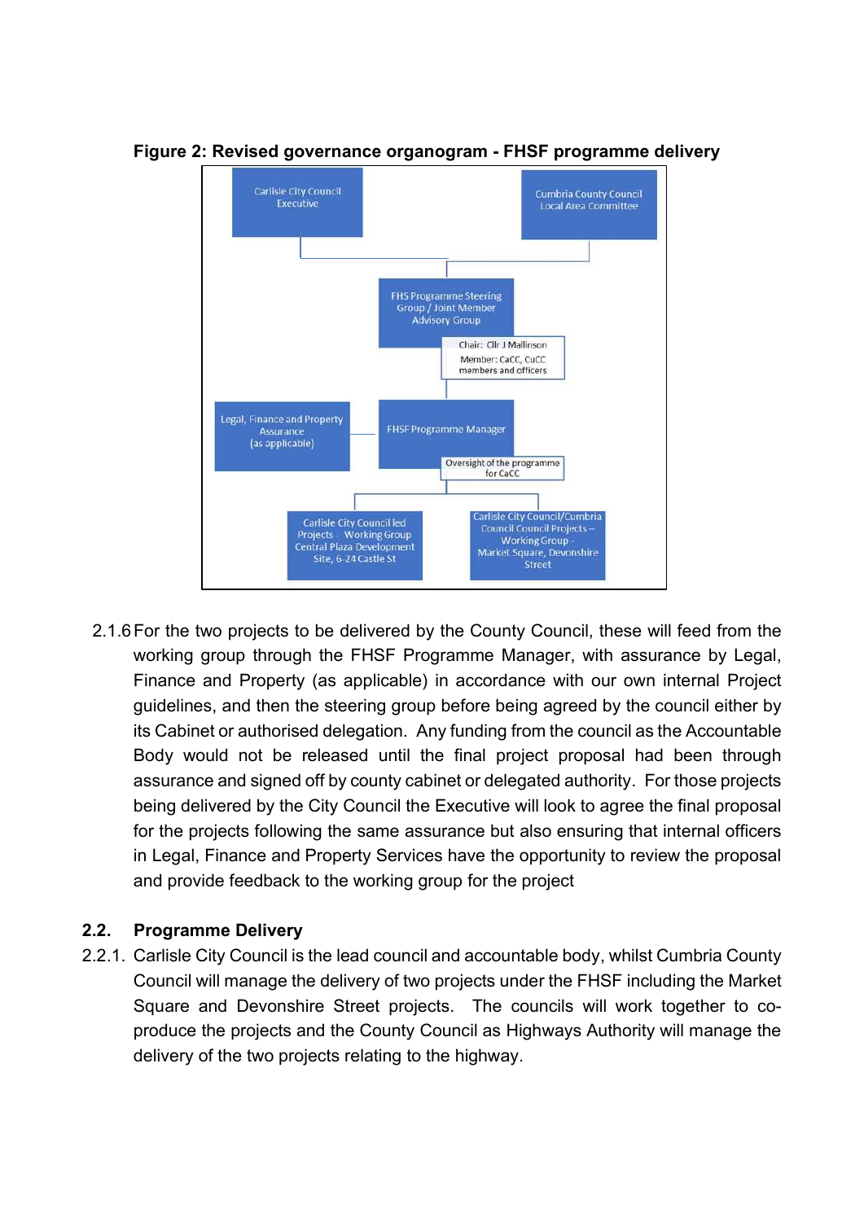**Figure 2: Revised governance organogram - FHSF programme delivery**

Carlisle City Council Executive

Cumbria County Council Local Area Committee

FHS Programme Steering Group / Joint Member Advisory Group

Chair: Cllr J Mallinson
Member: CaCC, CuCC members and officers

Legal, Finance and Property Assurance (as applicable)

FHSF Programme Manager

Oversight of the programme for CaCC

Carlisle City Council led Projects - Working Group Central Plaza Development Site, 6-24 Castle St

Carlisle City Council/Cumbria Council Council Projects – Working Group - Market Square, Devonshire Street

2.1.6 For the two projects to be delivered by the County Council, these will feed from the working group through the FHSF Programme Manager, with assurance by Legal, Finance and Property (as applicable) in accordance with our own internal Project guidelines, and then the steering group before being agreed by the council either by its Cabinet or authorised delegation. Any funding from the council as the Accountable Body would not be released until the final project proposal had been through assurance and signed off by county cabinet or delegated authority. For those projects being delivered by the City Council the Executive will look to agree the final proposal for the projects following the same assurance but also ensuring that internal officers in Legal, Finance and Property Services have the opportunity to review the proposal and provide feedback to the working group for the project

## 2.2. Programme Delivery

2.2.1. Carlisle City Council is the lead council and accountable body, whilst Cumbria County Council will manage the delivery of two projects under the FHSF including the Market Square and Devonshire Street projects. The councils will work together to co-produce the projects and the County Council as Highways Authority will manage the delivery of the two projects relating to the highway.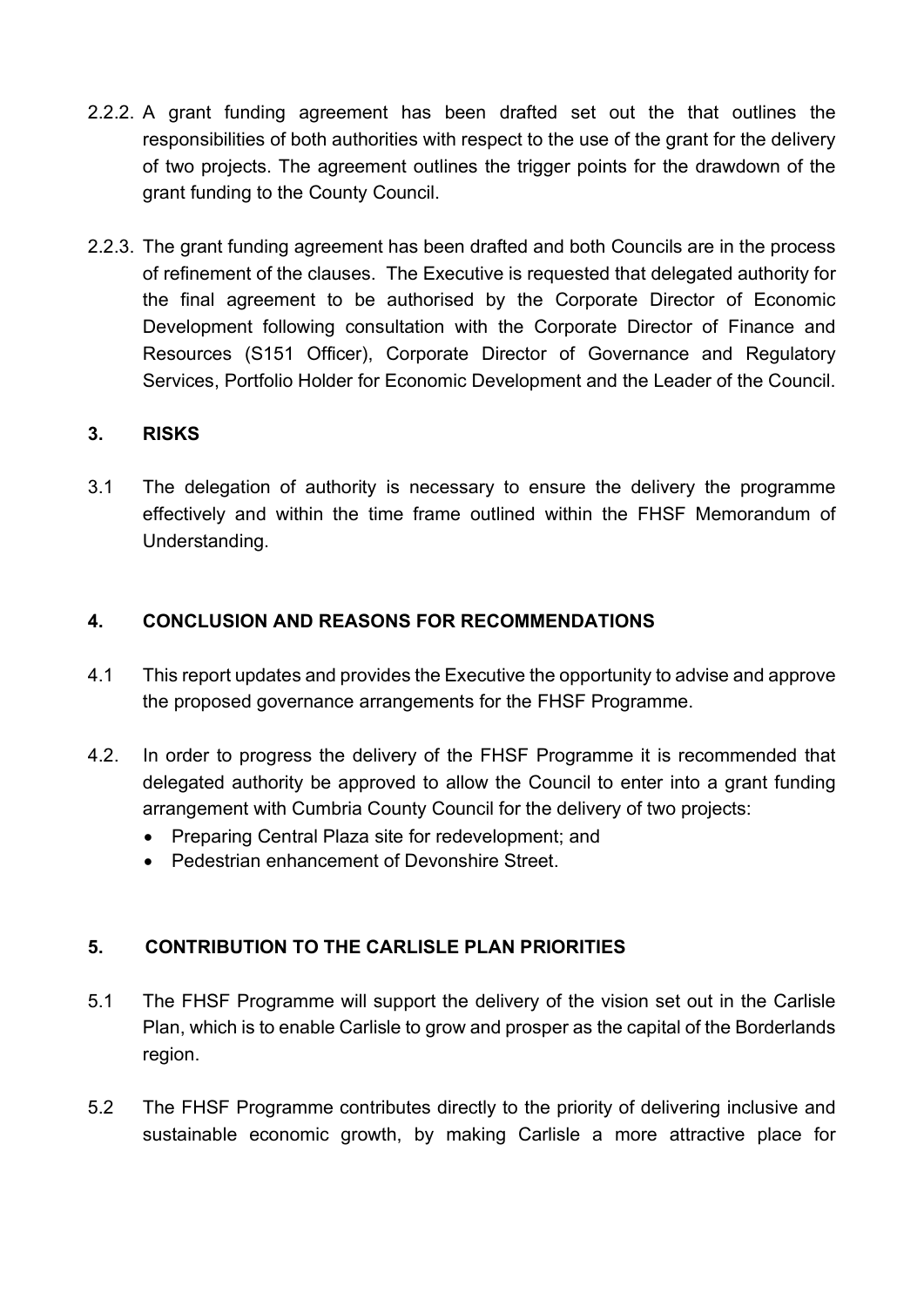2.2.2. A grant funding agreement has been drafted set out the that outlines the responsibilities of both authorities with respect to the use of the grant for the delivery of two projects. The agreement outlines the trigger points for the drawdown of the grant funding to the County Council.

2.2.3. The grant funding agreement has been drafted and both Councils are in the process of refinement of the clauses. The Executive is requested that delegated authority for the final agreement to be authorised by the Corporate Director of Economic Development following consultation with the Corporate Director of Finance and Resources (S151 Officer), Corporate Director of Governance and Regulatory Services, Portfolio Holder for Economic Development and the Leader of the Council.

## 3. RISKS

3.1 The delegation of authority is necessary to ensure the delivery the programme effectively and within the time frame outlined within the FHSF Memorandum of Understanding.

## 4. CONCLUSION AND REASONS FOR RECOMMENDATIONS

4.1 This report updates and provides the Executive the opportunity to advise and approve the proposed governance arrangements for the FHSF Programme.

4.2. In order to progress the delivery of the FHSF Programme it is recommended that delegated authority be approved to allow the Council to enter into a grant funding arrangement with Cumbria County Council for the delivery of two projects:

- Preparing Central Plaza site for redevelopment; and
- Pedestrian enhancement of Devonshire Street.

## 5. CONTRIBUTION TO THE CARLISLE PLAN PRIORITIES

5.1 The FHSF Programme will support the delivery of the vision set out in the Carlisle Plan, which is to enable Carlisle to grow and prosper as the capital of the Borderlands region.

5.2 The FHSF Programme contributes directly to the priority of delivering inclusive and sustainable economic growth, by making Carlisle a more attractive place for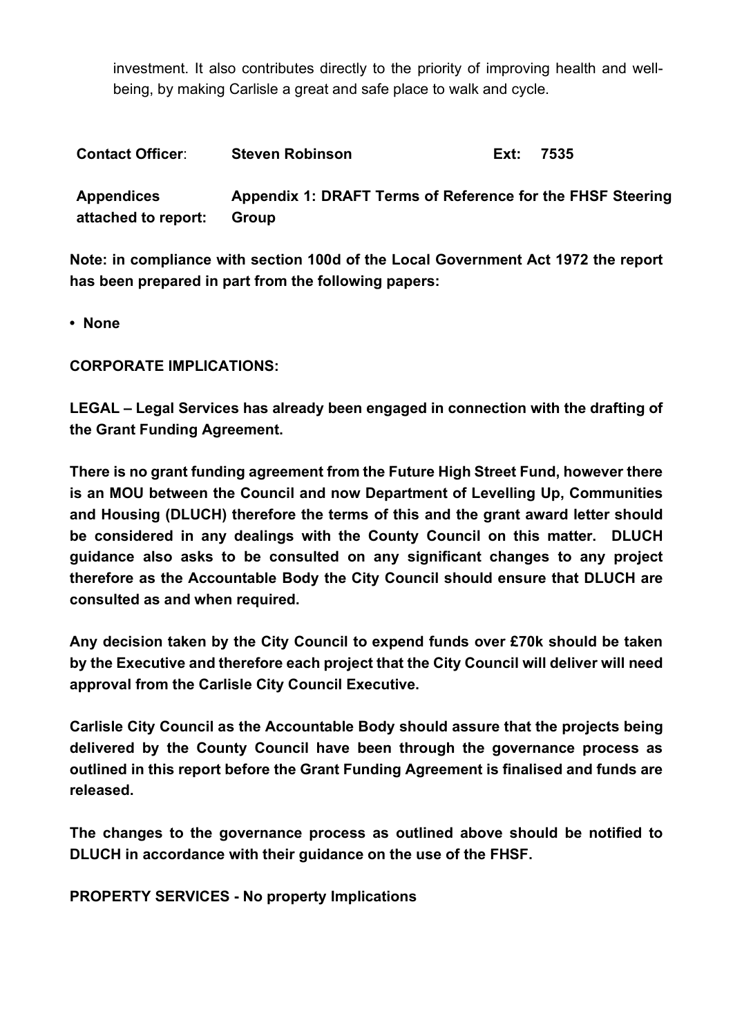investment. It also contributes directly to the priority of improving health and well-being, by making Carlisle a great and safe place to walk and cycle.

| **Contact Officer**: | **Steven Robinson** | **Ext:** | **7535** |
|---|---|---|---|
| **Appendices attached to report:** | **Appendix 1: DRAFT Terms of Reference for the FHSF Steering Group** | | |

**Note: in compliance with section 100d of the Local Government Act 1972 the report has been prepared in part from the following papers:**

- **None**

**CORPORATE IMPLICATIONS:**

**LEGAL – Legal Services has already been engaged in connection with the drafting of the Grant Funding Agreement.**

**There is no grant funding agreement from the Future High Street Fund, however there is an MOU between the Council and now Department of Levelling Up, Communities and Housing (DLUCH) therefore the terms of this and the grant award letter should be considered in any dealings with the County Council on this matter. DLUCH guidance also asks to be consulted on any significant changes to any project therefore as the Accountable Body the City Council should ensure that DLUCH are consulted as and when required.**

**Any decision taken by the City Council to expend funds over £70k should be taken by the Executive and therefore each project that the City Council will deliver will need approval from the Carlisle City Council Executive.**

**Carlisle City Council as the Accountable Body should assure that the projects being delivered by the County Council have been through the governance process as outlined in this report before the Grant Funding Agreement is finalised and funds are released.**

**The changes to the governance process as outlined above should be notified to DLUCH in accordance with their guidance on the use of the FHSF.**

**PROPERTY SERVICES - No property Implications**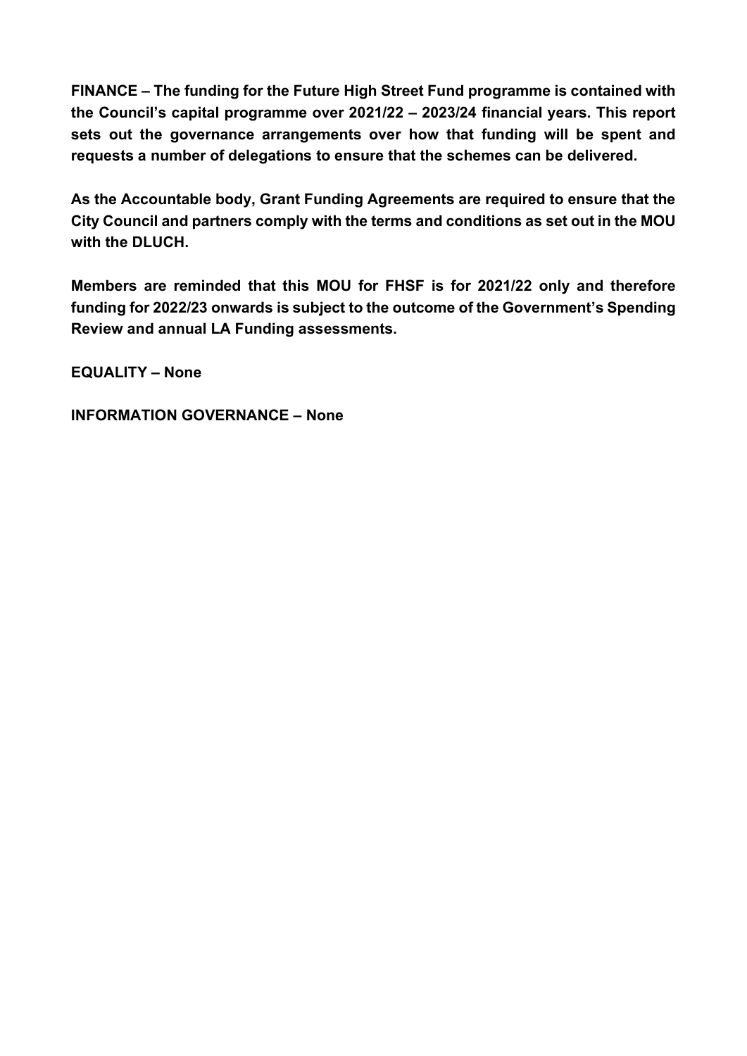**FINANCE – The funding for the Future High Street Fund programme is contained with the Council's capital programme over 2021/22 – 2023/24 financial years. This report sets out the governance arrangements over how that funding will be spent and requests a number of delegations to ensure that the schemes can be delivered.**

**As the Accountable body, Grant Funding Agreements are required to ensure that the City Council and partners comply with the terms and conditions as set out in the MOU with the DLUCH.**

**Members are reminded that this MOU for FHSF is for 2021/22 only and therefore funding for 2022/23 onwards is subject to the outcome of the Government's Spending Review and annual LA Funding assessments.**

**EQUALITY – None**

**INFORMATION GOVERNANCE – None**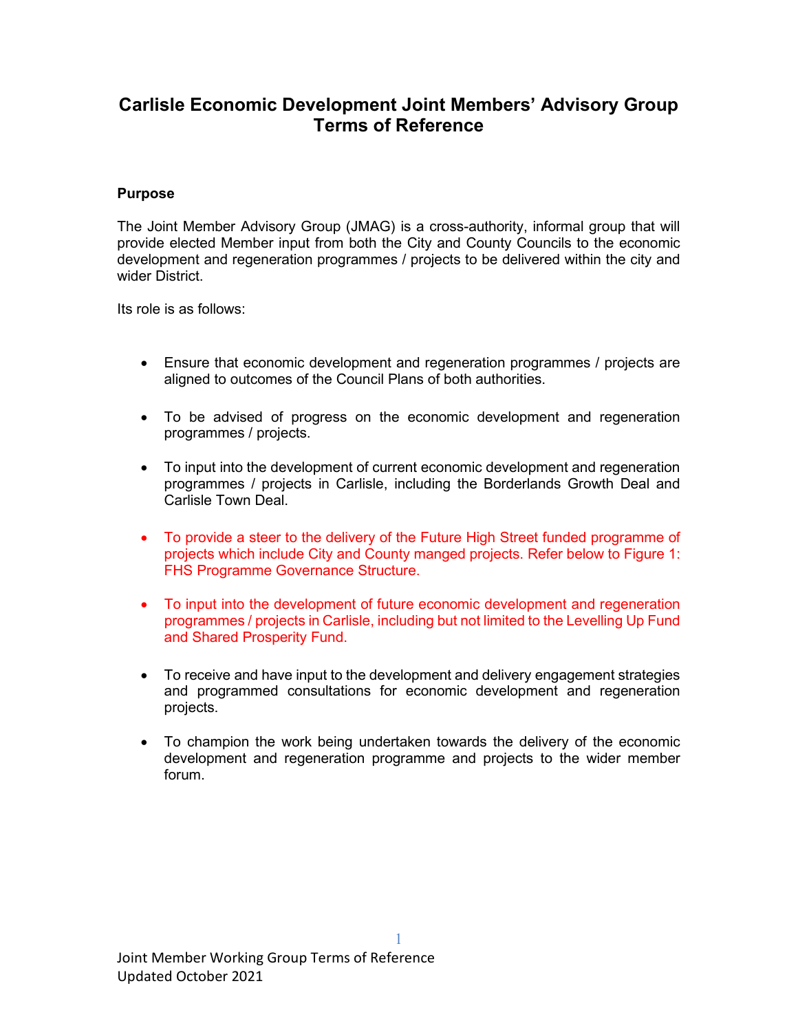# Carlisle Economic Development Joint Members' Advisory Group Terms of Reference

## Purpose

The Joint Member Advisory Group (JMAG) is a cross-authority, informal group that will provide elected Member input from both the City and County Councils to the economic development and regeneration programmes / projects to be delivered within the city and wider District.

Its role is as follows:

- Ensure that economic development and regeneration programmes / projects are aligned to outcomes of the Council Plans of both authorities.
- To be advised of progress on the economic development and regeneration programmes / projects.
- To input into the development of current economic development and regeneration programmes / projects in Carlisle, including the Borderlands Growth Deal and Carlisle Town Deal.
- To provide a steer to the delivery of the Future High Street funded programme of projects which include City and County manged projects. Refer below to Figure 1: FHS Programme Governance Structure.
- To input into the development of future economic development and regeneration programmes / projects in Carlisle, including but not limited to the Levelling Up Fund and Shared Prosperity Fund.
- To receive and have input to the development and delivery engagement strategies and programmed consultations for economic development and regeneration projects.
- To champion the work being undertaken towards the delivery of the economic development and regeneration programme and projects to the wider member forum.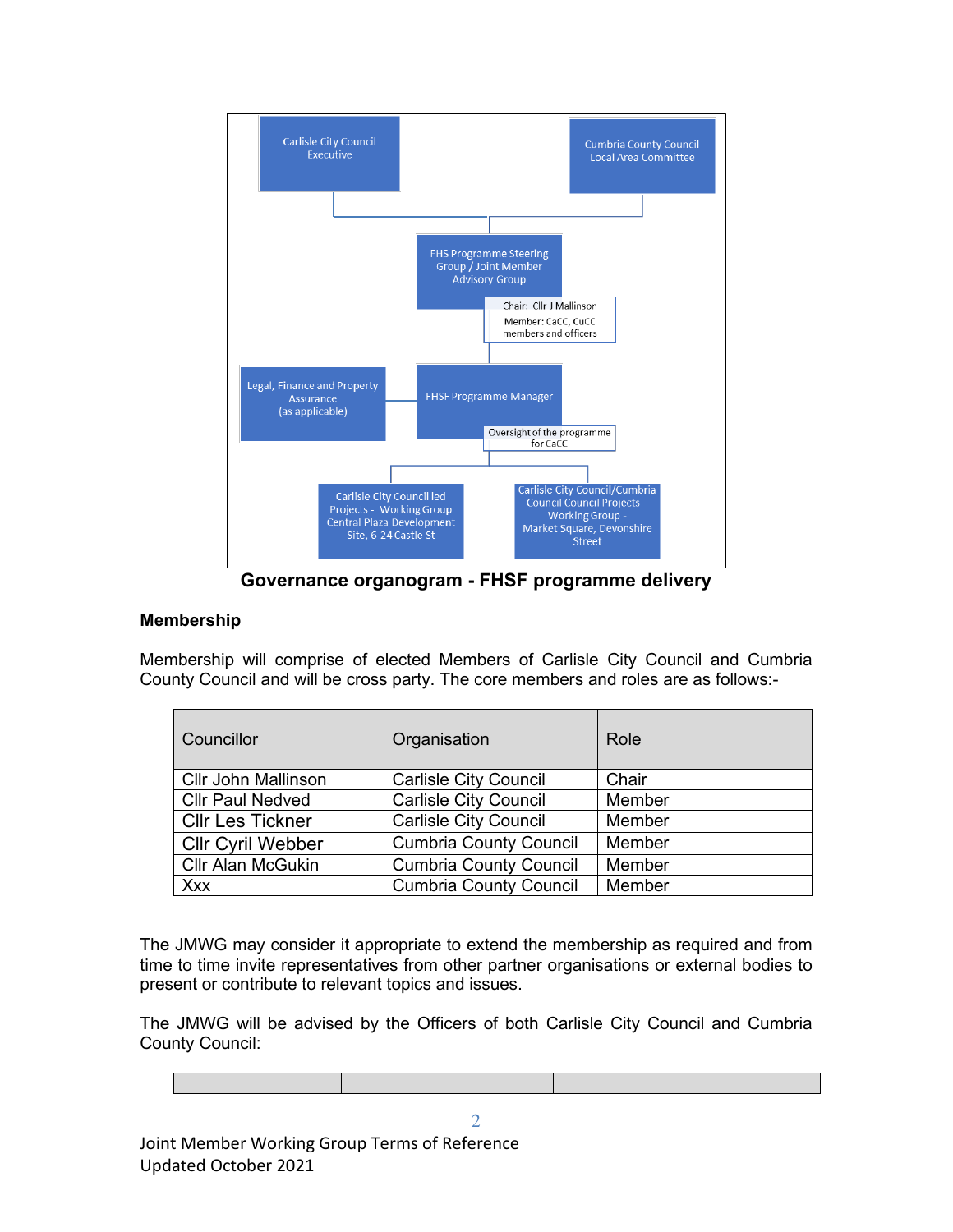Carlisle City Council Executive

Cumbria County Council Local Area Committee

FHS Programme Steering Group / Joint Member Advisory Group

Chair: Cllr J Mallinson
Member: CaCC, CuCC members and officers

Legal, Finance and Property Assurance (as applicable)

FHSF Programme Manager

Oversight of the programme for CaCC

Carlisle City Council led Projects - Working Group Central Plaza Development Site, 6-24 Castle St

Carlisle City Council/Cumbria Council Council Projects – Working Group - Market Square, Devonshire Street

**Governance organogram - FHSF programme delivery**

### Membership

Membership will comprise of elected Members of Carlisle City Council and Cumbria County Council and will be cross party. The core members and roles are as follows:-

| Councillor | Organisation | Role |
|---|---|---|
| Cllr John Mallinson | Carlisle City Council | Chair |
| Cllr Paul Nedved | Carlisle City Council | Member |
| Cllr Les Tickner | Carlisle City Council | Member |
| Cllr Cyril Webber | Cumbria County Council | Member |
| Cllr Alan McGukin | Cumbria County Council | Member |
| Xxx | Cumbria County Council | Member |

The JMWG may consider it appropriate to extend the membership as required and from time to time invite representatives from other partner organisations or external bodies to present or contribute to relevant topics and issues.

The JMWG will be advised by the Officers of both Carlisle City Council and Cumbria County Council:

| | | |
|---|---|---|

Joint Member Working Group Terms of Reference
Updated October 2021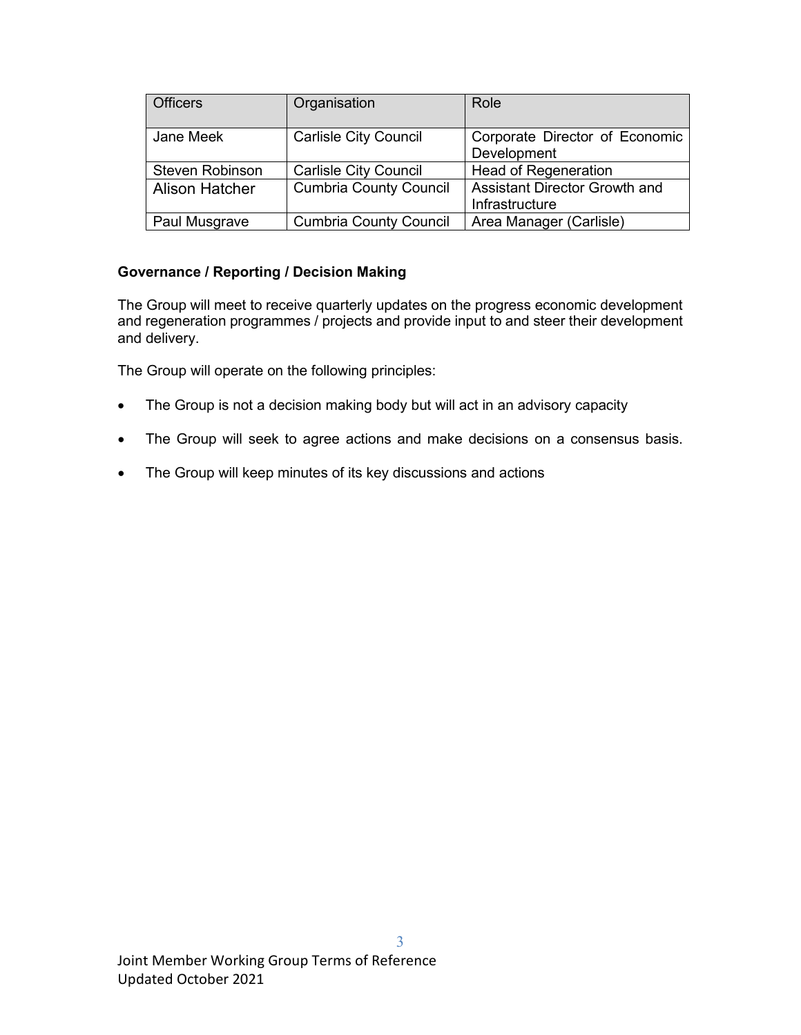| Officers | Organisation | Role |
|---|---|---|
| Jane Meek | Carlisle City Council | Corporate Director of Economic Development |
| Steven Robinson | Carlisle City Council | Head of Regeneration |
| Alison Hatcher | Cumbria County Council | Assistant Director Growth and Infrastructure |
| Paul Musgrave | Cumbria County Council | Area Manager (Carlisle) |

**Governance / Reporting / Decision Making**

The Group will meet to receive quarterly updates on the progress economic development and regeneration programmes / projects and provide input to and steer their development and delivery.

The Group will operate on the following principles:

- The Group is not a decision making body but will act in an advisory capacity
- The Group will seek to agree actions and make decisions on a consensus basis.
- The Group will keep minutes of its key discussions and actions